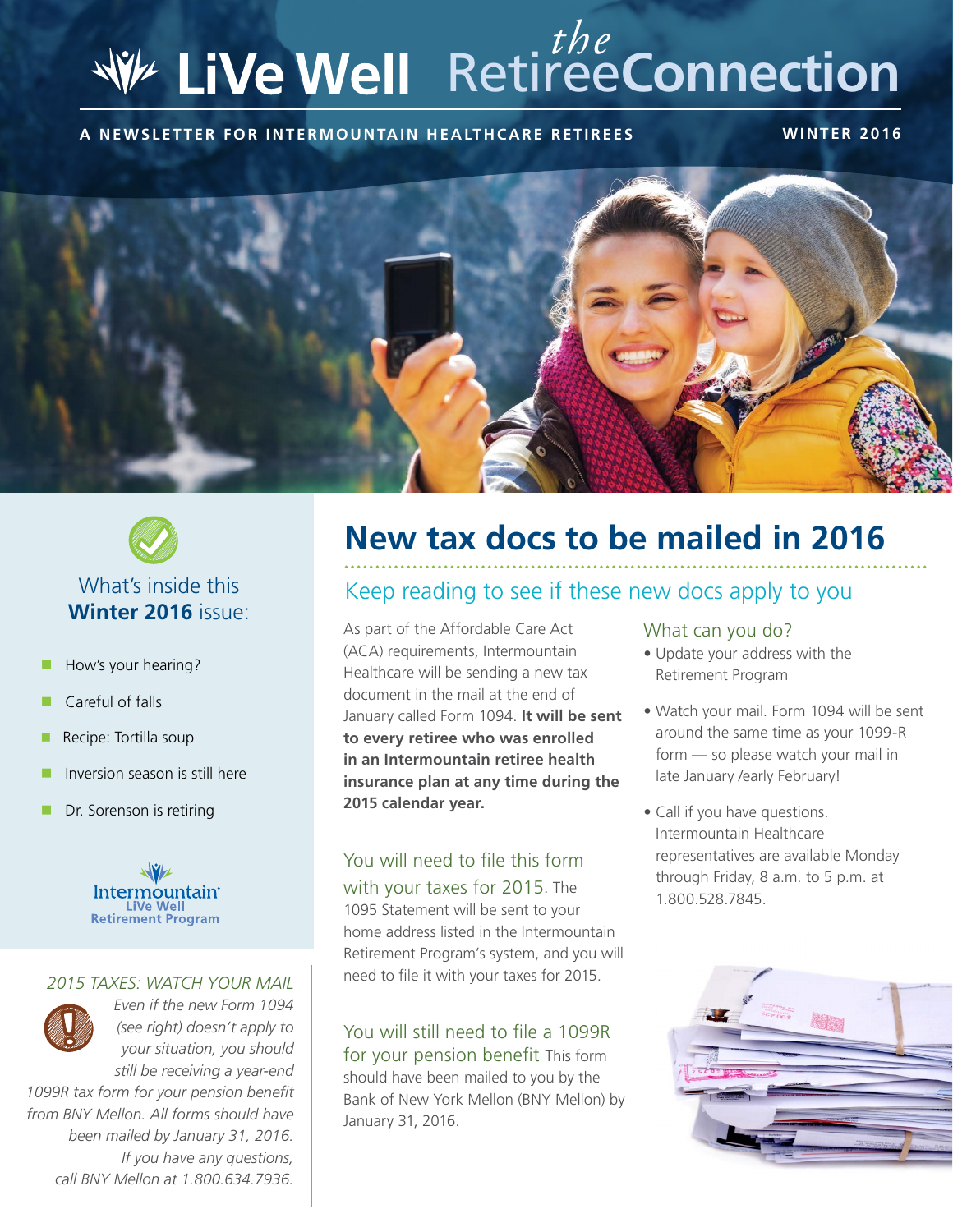# LiVe Well the RetireeConnection

**A NEWSLETTER FOR INTERMOUNTAIN HEALTHCARE RETIREES** — **WINTER 2016**

## What's inside this **Winter 2016** issue:

- How's your hearing?
- Careful of falls
- Recipe: Tortilla soup
- Inversion season is still here
- Dr. Sorenson is retiring

Intermountain LiVe Well Retirement Program

*2015 TAXES: WATCH YOUR MAIL*

*Even if the new Form 1094 (see right) doesn't apply to your situation, you should still be receiving a year-end 1099R tax form for your pension benefit from BNY Mellon. All forms should have been mailed by January 31, 2016. If you have any questions, call BNY Mellon at 1.800.634.7936.*

# New tax docs to be mailed in 2016

## Keep reading to see if these new docs apply to you

As part of the Affordable Care Act (ACA) requirements, Intermountain Healthcare will be sending a new tax document in the mail at the end of January called Form 1094. **It will be sent to every retiree who was enrolled in an Intermountain retiree health insurance plan at any time during the 2015 calendar year.**

### You will need to file this form with your taxes for 2015.

The 1095 Statement will be sent to your home address listed in the Intermountain Retirement Program's system, and you will need to file it with your taxes for 2015.

### You will still need to file a 1099R for your pension benefit

This form should have been mailed to you by the Bank of New York Mellon (BNY Mellon) by January 31, 2016.

### What can you do?

- Update your address with the Retirement Program
- Watch your mail. Form 1094 will be sent around the same time as your 1099-R form — so please watch your mail in late January /early February!
- Call if you have questions. Intermountain Healthcare representatives are available Monday through Friday, 8 a.m. to 5 p.m. at 1.800.528.7845.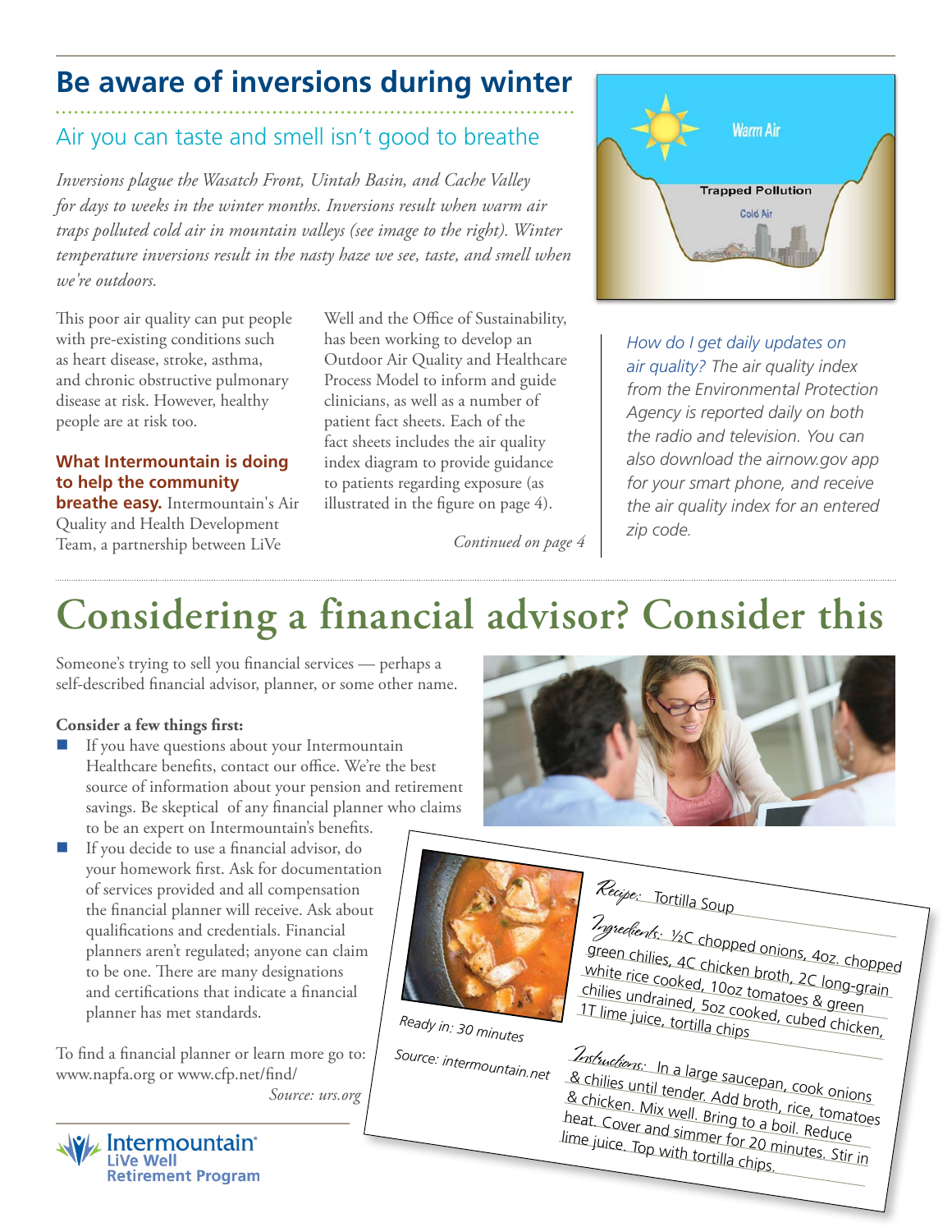# Be aware of inversions during winter

## Air you can taste and smell isn't good to breathe

*Inversions plague the Wasatch Front, Uintah Basin, and Cache Valley for days to weeks in the winter months. Inversions result when warm air traps polluted cold air in mountain valleys (see image to the right). Winter temperature inversions result in the nasty haze we see, taste, and smell when we're outdoors.*

This poor air quality can put people with pre-existing conditions such as heart disease, stroke, asthma, and chronic obstructive pulmonary disease at risk. However, healthy people are at risk too.

**What Intermountain is doing to help the community breathe easy.** Intermountain's Air Quality and Health Development Team, a partnership between LiVe Well and the Office of Sustainability, has been working to develop an Outdoor Air Quality and Healthcare Process Model to inform and guide clinicians, as well as a number of patient fact sheets. Each of the fact sheets includes the air quality index diagram to provide guidance to patients regarding exposure (as illustrated in the figure on page 4).

*Continued on page 4*

Warm Air

Trapped Pollution

Cold Air

*How do I get daily updates on air quality?* The air quality index from the Environmental Protection Agency is reported daily on both the radio and television. You can also download the airnow.gov app for your smart phone, and receive the air quality index for an entered zip code.

# Considering a financial advisor? Consider this

Someone's trying to sell you financial services — perhaps a self-described financial advisor, planner, or some other name.

**Consider a few things first:**

- If you have questions about your Intermountain Healthcare benefits, contact our office. We're the best source of information about your pension and retirement savings. Be skeptical of any financial planner who claims to be an expert on Intermountain's benefits.
- If you decide to use a financial advisor, do your homework first. Ask for documentation of services provided and all compensation the financial planner will receive. Ask about qualifications and credentials. Financial planners aren't regulated; anyone can claim to be one. There are many designations and certifications that indicate a financial planner has met standards.

To find a financial planner or learn more go to: www.napfa.org or www.cfp.net/find/

*Source: urs.org*

**Recipe:** Tortilla Soup

**Ingredients:** ½C chopped onions, 4oz. chopped green chilies, 4C chicken broth, 2C long-grain white rice cooked, 10oz tomatoes & green chilies undrained, 5oz cooked, cubed chicken, 1T lime juice, tortilla chips

**Instructions:** In a large saucepan, cook onions & chilies until tender. Add broth, rice, tomatoes & chicken. Mix well. Bring to a boil. Reduce heat. Cover and simmer for 20 minutes. Stir in lime juice. Top with tortilla chips.

*Ready in: 30 minutes*

*Source: intermountain.net*

Intermountain® LiVe Well Retirement Program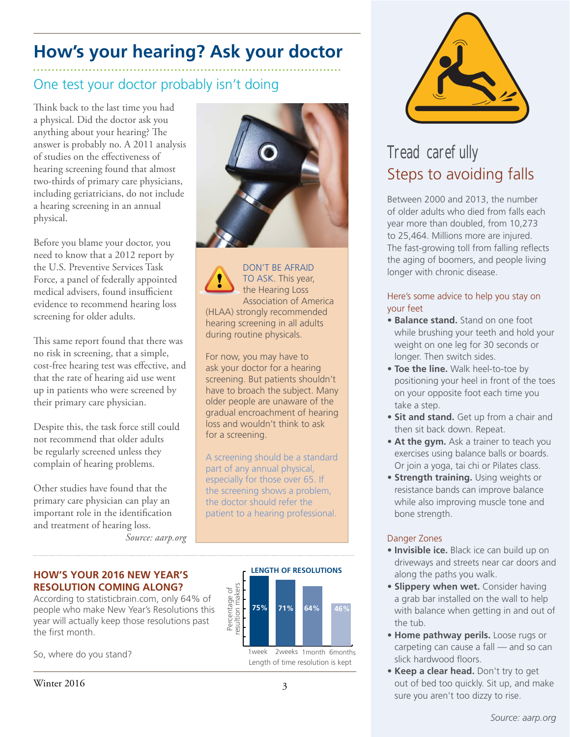# How's your hearing? Ask your doctor

## One test your doctor probably isn't doing

Think back to the last time you had a physical. Did the doctor ask you anything about your hearing? The answer is probably no. A 2011 analysis of studies on the effectiveness of hearing screening found that almost two-thirds of primary care physicians, including geriatricians, do not include a hearing screening in an annual physical.

Before you blame your doctor, you need to know that a 2012 report by the U.S. Preventive Services Task Force, a panel of federally appointed medical advisers, found insufficient evidence to recommend hearing loss screening for older adults.

This same report found that there was no risk in screening, that a simple, cost-free hearing test was effective, and that the rate of hearing aid use went up in patients who were screened by their primary care physician.

Despite this, the task force still could not recommend that older adults be regularly screened unless they complain of hearing problems.

Other studies have found that the primary care physician can play an important role in the identification and treatment of hearing loss.

*Source: aarp.org*

DON'T BE AFRAID TO ASK. This year, the Hearing Loss Association of America (HLAA) strongly recommended hearing screening in all adults during routine physicals.

For now, you may have to ask your doctor for a hearing screening. But patients shouldn't have to broach the subject. Many older people are unaware of the gradual encroachment of hearing loss and wouldn't think to ask for a screening.

A screening should be a standard part of any annual physical, especially for those over 65. If the screening shows a problem, the doctor should refer the patient to a hearing professional.

### HOW'S YOUR 2016 NEW YEAR'S RESOLUTION COMING ALONG?

According to statisticbrain.com, only 64% of people who make New Year's Resolutions this year will actually keep those resolutions past the first month.

So, where do you stand?

**LENGTH OF RESOLUTIONS**

| Length of time resolution is kept | Percentage of resolution makers |
|---|---|
| 1week | 75% |
| 2weeks | 71% |
| 1month | 64% |
| 6months | 46% |

Winter 2016

# Tread carefully

## Steps to avoiding falls

Between 2000 and 2013, the number of older adults who died from falls each year more than doubled, from 10,273 to 25,464. Millions more are injured. The fast-growing toll from falling reflects the aging of boomers, and people living longer with chronic disease.

### Here's some advice to help you stay on your feet

- **Balance stand.** Stand on one foot while brushing your teeth and hold your weight on one leg for 30 seconds or longer. Then switch sides.
- **Toe the line.** Walk heel-to-toe by positioning your heel in front of the toes on your opposite foot each time you take a step.
- **Sit and stand.** Get up from a chair and then sit back down. Repeat.
- **At the gym.** Ask a trainer to teach you exercises using balance balls or boards. Or join a yoga, tai chi or Pilates class.
- **Strength training.** Using weights or resistance bands can improve balance while also improving muscle tone and bone strength.

### Danger Zones

- **Invisible ice.** Black ice can build up on driveways and streets near car doors and along the paths you walk.
- **Slippery when wet.** Consider having a grab bar installed on the wall to help with balance when getting in and out of the tub.
- **Home pathway perils.** Loose rugs or carpeting can cause a fall — and so can slick hardwood floors.
- **Keep a clear head.** Don't try to get out of bed too quickly. Sit up, and make sure you aren't too dizzy to rise.

*Source: aarp.org*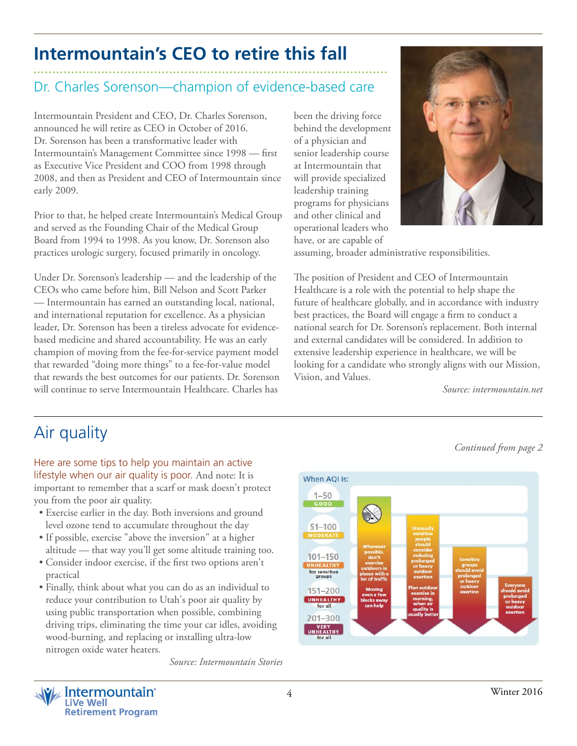# Intermountain's CEO to retire this fall

## Dr. Charles Sorenson—champion of evidence-based care

Intermountain President and CEO, Dr. Charles Sorenson, announced he will retire as CEO in October of 2016. Dr. Sorenson has been a transformative leader with Intermountain's Management Committee since 1998 — first as Executive Vice President and COO from 1998 through 2008, and then as President and CEO of Intermountain since early 2009.

Prior to that, he helped create Intermountain's Medical Group and served as the Founding Chair of the Medical Group Board from 1994 to 1998. As you know, Dr. Sorenson also practices urologic surgery, focused primarily in oncology.

Under Dr. Sorenson's leadership — and the leadership of the CEOs who came before him, Bill Nelson and Scott Parker — Intermountain has earned an outstanding local, national, and international reputation for excellence. As a physician leader, Dr. Sorenson has been a tireless advocate for evidence-based medicine and shared accountability. He was an early champion of moving from the fee-for-service payment model that rewarded "doing more things" to a fee-for-value model that rewards the best outcomes for our patients. Dr. Sorenson will continue to serve Intermountain Healthcare. Charles has been the driving force behind the development of a physician and senior leadership course at Intermountain that will provide specialized leadership training programs for physicians and other clinical and operational leaders who have, or are capable of assuming, broader administrative responsibilities.

The position of President and CEO of Intermountain Healthcare is a role with the potential to help shape the future of healthcare globally, and in accordance with industry best practices, the Board will engage a firm to conduct a national search for Dr. Sorenson's replacement. Both internal and external candidates will be considered. In addition to extensive leadership experience in healthcare, we will be looking for a candidate who strongly aligns with our Mission, Vision, and Values.

*Source: intermountain.net*

# Air quality

*Continued from page 2*

Here are some tips to help you maintain an active lifestyle when our air quality is poor. And note: It is important to remember that a scarf or mask doesn't protect you from the poor air quality.

- Exercise earlier in the day. Both inversions and ground level ozone tend to accumulate throughout the day
- If possible, exercise "above the inversion" at a higher altitude — that way you'll get some altitude training too.
- Consider indoor exercise, if the first two options aren't practical
- Finally, think about what you can do as an individual to reduce your contribution to Utah's poor air quality by using public transportation when possible, combining driving trips, eliminating the time your car idles, avoiding wood-burning, and replacing or installing ultra-low nitrogen oxide water heaters.

*Source: Intermountain Stories*

When AQI is:

1–50 GOOD

51–100 MODERATE

101–150 UNHEALTHY for sensitive groups

151–200 UNHEALTHY for all

201–300 VERY UNHEALTHY for all

Whenever possible, don't exercise outdoors in places with a lot of traffic. Moving even a few blocks away can help

Unusually sensitive people should consider reducing prolonged or heavy outdoor exertion. Plan outdoor exercise in morning, when air quality is usually better

Sensitive groups should avoid prolonged or heavy outdoor exertion

Everyone should avoid prolonged or heavy outdoor exertion